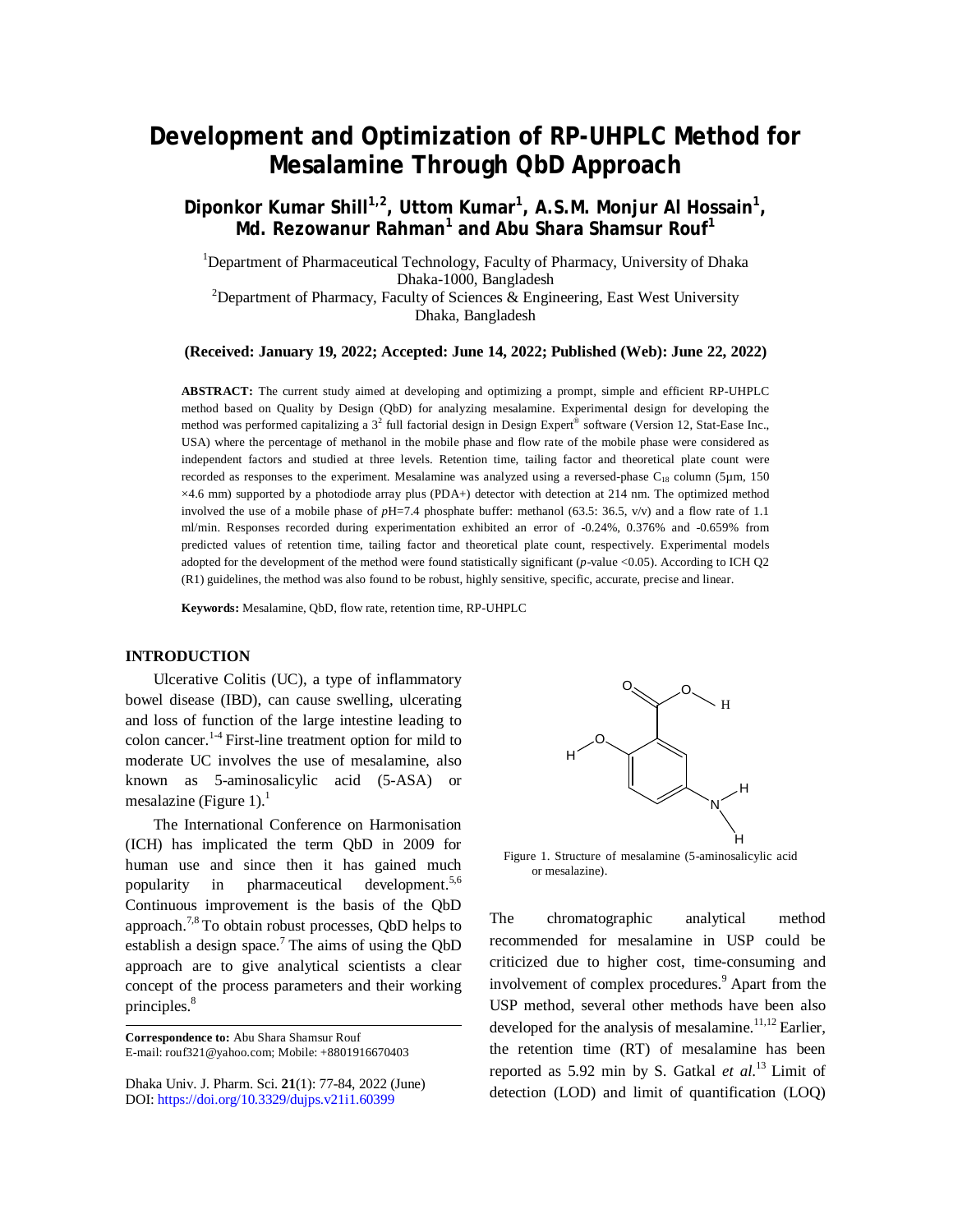# Development and Optimization of RP-UHPLC Method for Mesalamine Through QbD Approach

**Diponkor Kumar Shill[1,2], Uttom Kumar[1], A.S.M. Monjur Al Hossain[1], Md. Rezowanur Rahman[1] and Abu Shara Shamsur Rouf[1]**

[1]Department of Pharmaceutical Technology, Faculty of Pharmacy, University of Dhaka Dhaka-1000, Bangladesh

[2]Department of Pharmacy, Faculty of Sciences & Engineering, East West University Dhaka, Bangladesh

**(Received: January 19, 2022; Accepted: June 14, 2022; Published (Web): June 22, 2022)**

**ABSTRACT:** The current study aimed at developing and optimizing a prompt, simple and efficient RP-UHPLC method based on Quality by Design (QbD) for analyzing mesalamine. Experimental design for developing the method was performed capitalizing a $3^2$ full factorial design in Design Expert® software (Version 12, Stat-Ease Inc., USA) where the percentage of methanol in the mobile phase and flow rate of the mobile phase were considered as independent factors and studied at three levels. Retention time, tailing factor and theoretical plate count were recorded as responses to the experiment. Mesalamine was analyzed using a reversed-phase $C_{18}$ column (5µm, 150 ×4.6 mm) supported by a photodiode array plus (PDA+) detector with detection at 214 nm. The optimized method involved the use of a mobile phase of *p*H=7.4 phosphate buffer: methanol (63.5: 36.5, v/v) and a flow rate of 1.1 ml/min. Responses recorded during experimentation exhibited an error of -0.24%, 0.376% and -0.659% from predicted values of retention time, tailing factor and theoretical plate count, respectively. Experimental models adopted for the development of the method were found statistically significant (*p*-value <0.05). According to ICH Q2 (R1) guidelines, the method was also found to be robust, highly sensitive, specific, accurate, precise and linear.

**Keywords:** Mesalamine, QbD, flow rate, retention time, RP-UHPLC

## INTRODUCTION

Ulcerative Colitis (UC), a type of inflammatory bowel disease (IBD), can cause swelling, ulcerating and loss of function of the large intestine leading to colon cancer.[1-4] First-line treatment option for mild to moderate UC involves the use of mesalamine, also known as 5-aminosalicylic acid (5-ASA) or mesalazine (Figure 1).[1]

The International Conference on Harmonisation (ICH) has implicated the term QbD in 2009 for human use and since then it has gained much popularity in pharmaceutical development.[5,6] Continuous improvement is the basis of the QbD approach.[7,8] To obtain robust processes, QbD helps to establish a design space.[7] The aims of using the QbD approach are to give analytical scientists a clear concept of the process parameters and their working principles.[8]

Figure 1. Structure of mesalamine (5-aminosalicylic acid or mesalazine).

The chromatographic analytical method recommended for mesalamine in USP could be criticized due to higher cost, time-consuming and involvement of complex procedures.[9] Apart from the USP method, several other methods have been also developed for the analysis of mesalamine.[11,12] Earlier, the retention time (RT) of mesalamine has been reported as 5.92 min by S. Gatkal *et al.*[13] Limit of detection (LOD) and limit of quantification (LOQ)

**Correspondence to:** Abu Shara Shamsur Rouf
E-mail: rouf321@yahoo.com; Mobile: +8801916670403

Dhaka Univ. J. Pharm. Sci. **21**(1): 77-84, 2022 (June)
DOI: https://doi.org/10.3329/dujps.v21i1.60399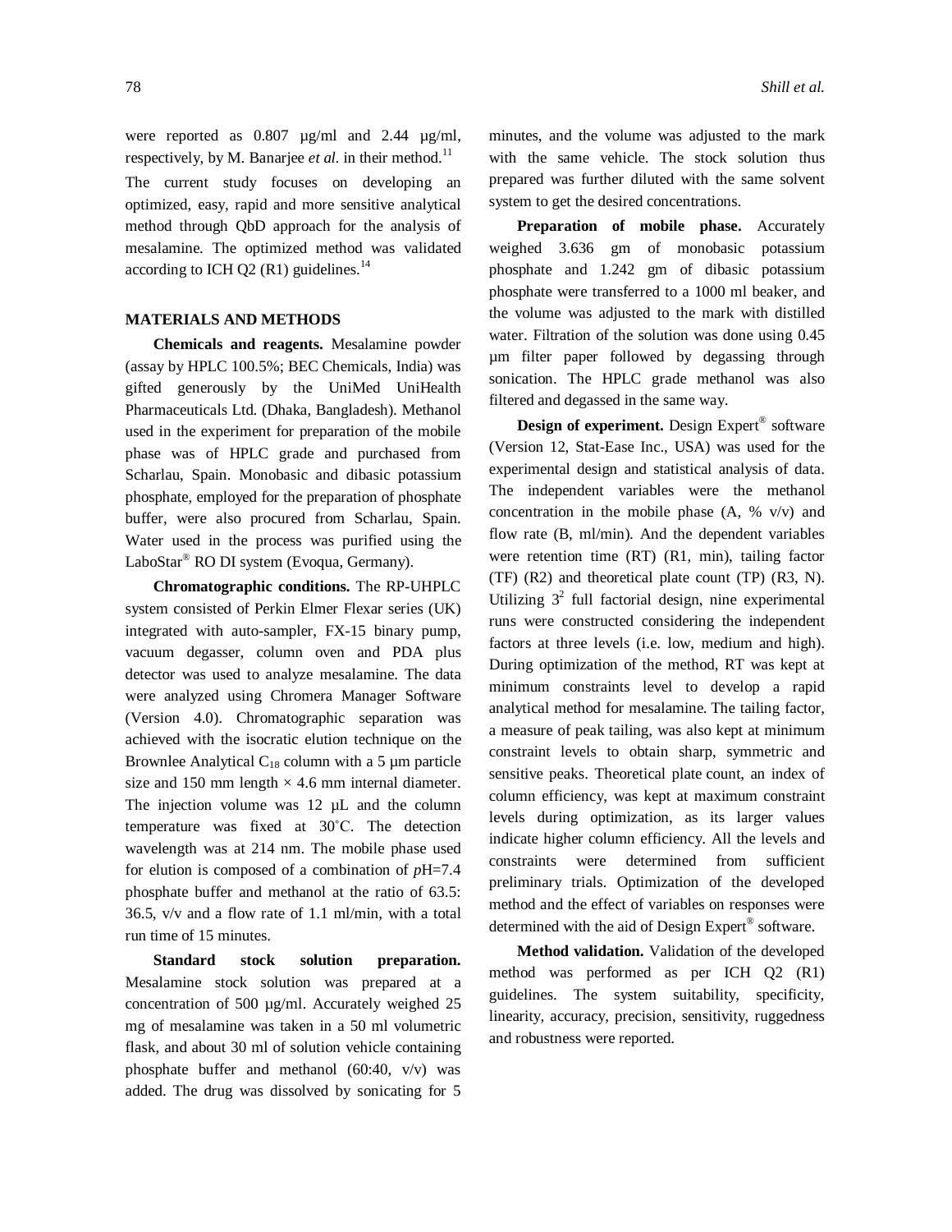were reported as 0.807 µg/ml and 2.44 µg/ml, respectively, by M. Banarjee *et al.* in their method.[11]

The current study focuses on developing an optimized, easy, rapid and more sensitive analytical method through QbD approach for the analysis of mesalamine. The optimized method was validated according to ICH Q2 (R1) guidelines.[14]

## MATERIALS AND METHODS

**Chemicals and reagents.** Mesalamine powder (assay by HPLC 100.5%; BEC Chemicals, India) was gifted generously by the UniMed UniHealth Pharmaceuticals Ltd. (Dhaka, Bangladesh). Methanol used in the experiment for preparation of the mobile phase was of HPLC grade and purchased from Scharlau, Spain. Monobasic and dibasic potassium phosphate, employed for the preparation of phosphate buffer, were also procured from Scharlau, Spain. Water used in the process was purified using the LaboStar® RO DI system (Evoqua, Germany).

**Chromatographic conditions.** The RP-UHPLC system consisted of Perkin Elmer Flexar series (UK) integrated with auto-sampler, FX-15 binary pump, vacuum degasser, column oven and PDA plus detector was used to analyze mesalamine. The data were analyzed using Chromera Manager Software (Version 4.0). Chromatographic separation was achieved with the isocratic elution technique on the Brownlee Analytical $C_{18}$ column with a 5 µm particle size and 150 mm length × 4.6 mm internal diameter. The injection volume was 12 µL and the column temperature was fixed at 30˚C. The detection wavelength was at 214 nm. The mobile phase used for elution is composed of a combination of *p*H=7.4 phosphate buffer and methanol at the ratio of 63.5: 36.5, v/v and a flow rate of 1.1 ml/min, with a total run time of 15 minutes.

**Standard stock solution preparation.** Mesalamine stock solution was prepared at a concentration of 500 µg/ml. Accurately weighed 25 mg of mesalamine was taken in a 50 ml volumetric flask, and about 30 ml of solution vehicle containing phosphate buffer and methanol (60:40, v/v) was added. The drug was dissolved by sonicating for 5 minutes, and the volume was adjusted to the mark with the same vehicle. The stock solution thus prepared was further diluted with the same solvent system to get the desired concentrations.

**Preparation of mobile phase.** Accurately weighed 3.636 gm of monobasic potassium phosphate and 1.242 gm of dibasic potassium phosphate were transferred to a 1000 ml beaker, and the volume was adjusted to the mark with distilled water. Filtration of the solution was done using 0.45 µm filter paper followed by degassing through sonication. The HPLC grade methanol was also filtered and degassed in the same way.

**Design of experiment.** Design Expert® software (Version 12, Stat-Ease Inc., USA) was used for the experimental design and statistical analysis of data. The independent variables were the methanol concentration in the mobile phase (A, % v/v) and flow rate (B, ml/min). And the dependent variables were retention time (RT) (R1, min), tailing factor (TF) (R2) and theoretical plate count (TP) (R3, N). Utilizing $3^2$ full factorial design, nine experimental runs were constructed considering the independent factors at three levels (i.e. low, medium and high). During optimization of the method, RT was kept at minimum constraints level to develop a rapid analytical method for mesalamine. The tailing factor, a measure of peak tailing, was also kept at minimum constraint levels to obtain sharp, symmetric and sensitive peaks. Theoretical plate count, an index of column efficiency, was kept at maximum constraint levels during optimization, as its larger values indicate higher column efficiency. All the levels and constraints were determined from sufficient preliminary trials. Optimization of the developed method and the effect of variables on responses were determined with the aid of Design Expert® software.

**Method validation.** Validation of the developed method was performed as per ICH Q2 (R1) guidelines. The system suitability, specificity, linearity, accuracy, precision, sensitivity, ruggedness and robustness were reported.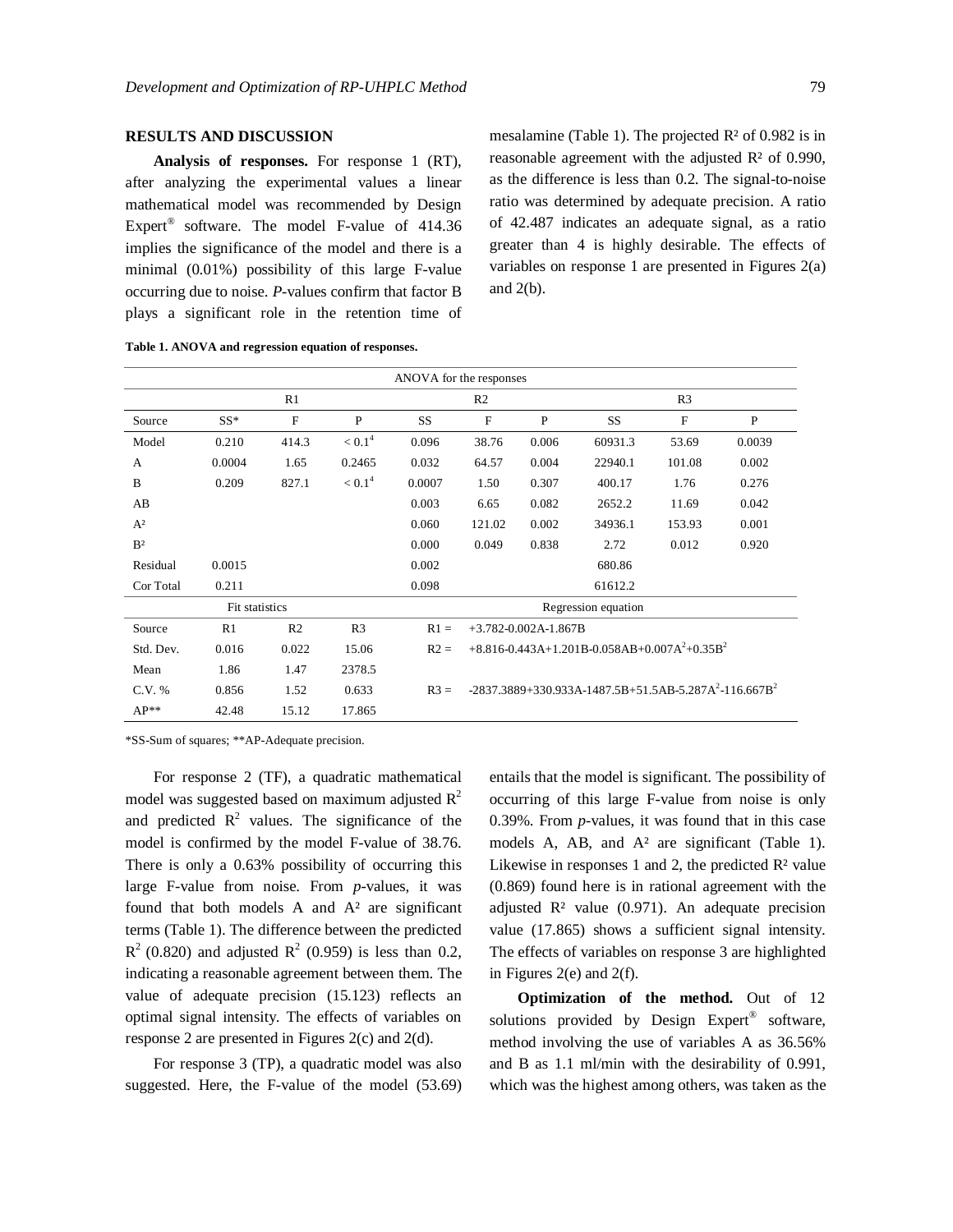## RESULTS AND DISCUSSION

**Analysis of responses.** For response 1 (RT), after analyzing the experimental values a linear mathematical model was recommended by Design Expert® software. The model F-value of 414.36 implies the significance of the model and there is a minimal (0.01%) possibility of this large F-value occurring due to noise. *P*-values confirm that factor B plays a significant role in the retention time of mesalamine (Table 1). The projected $R^2$ of 0.982 is in reasonable agreement with the adjusted $R^2$ of 0.990, as the difference is less than 0.2. The signal-to-noise ratio was determined by adequate precision. A ratio of 42.487 indicates an adequate signal, as a ratio greater than 4 is highly desirable. The effects of variables on response 1 are presented in Figures 2(a) and 2(b).

**Table 1. ANOVA and regression equation of responses.**

| ANOVA for the responses | | | | | | | | | |
|---|---|---|---|---|---|---|---|---|---|
| | R1 | | | R2 | | | R3 | | |
| Source | SS* | F | P | SS | F | P | SS | F | P |
| Model | 0.210 | 414.3 | $< 0.1^4$ | 0.096 | 38.76 | 0.006 | 60931.3 | 53.69 | 0.0039 |
| A | 0.0004 | 1.65 | 0.2465 | 0.032 | 64.57 | 0.004 | 22940.1 | 101.08 | 0.002 |
| B | 0.209 | 827.1 | $< 0.1^4$ | 0.0007 | 1.50 | 0.307 | 400.17 | 1.76 | 0.276 |
| AB | | | | 0.003 | 6.65 | 0.082 | 2652.2 | 11.69 | 0.042 |
| $A^2$ | | | | 0.060 | 121.02 | 0.002 | 34936.1 | 153.93 | 0.001 |
| $B^2$ | | | | 0.000 | 0.049 | 0.838 | 2.72 | 0.012 | 0.920 |
| Residual | 0.0015 | | | 0.002 | | | 680.86 | | |
| Cor Total | 0.211 | | | 0.098 | | | 61612.2 | | |
| Fit statistics | | | | Regression equation | | | | | |
| Source | R1 | R2 | R3 | R1 = | $+3.782-0.002A-1.867B$ | | | | |
| Std. Dev. | 0.016 | 0.022 | 15.06 | R2 = | $+8.816-0.443A+1.201B-0.058AB+0.007A^2+0.35B^2$ | | | | |
| Mean | 1.86 | 1.47 | 2378.5 | | | | | | |
| C.V. % | 0.856 | 1.52 | 0.633 | R3 = | $-2837.3889+330.933A-1487.5B+51.5AB-5.287A^2-116.667B^2$ | | | | |
| AP** | 42.48 | 15.12 | 17.865 | | | | | | |

*SS-Sum of squares; **AP-Adequate precision.

For response 2 (TF), a quadratic mathematical model was suggested based on maximum adjusted $R^2$ and predicted $R^2$ values. The significance of the model is confirmed by the model F-value of 38.76. There is only a 0.63% possibility of occurring this large F-value from noise. From *p*-values, it was found that both models A and $A^2$ are significant terms (Table 1). The difference between the predicted $R^2$ (0.820) and adjusted $R^2$ (0.959) is less than 0.2, indicating a reasonable agreement between them. The value of adequate precision (15.123) reflects an optimal signal intensity. The effects of variables on response 2 are presented in Figures 2(c) and 2(d).

For response 3 (TP), a quadratic model was also suggested. Here, the F-value of the model (53.69) entails that the model is significant. The possibility of occurring of this large F-value from noise is only 0.39%. From *p*-values, it was found that in this case models A, AB, and $A^2$ are significant (Table 1). Likewise in responses 1 and 2, the predicted $R^2$ value (0.869) found here is in rational agreement with the adjusted $R^2$ value (0.971). An adequate precision value (17.865) shows a sufficient signal intensity. The effects of variables on response 3 are highlighted in Figures 2(e) and 2(f).

**Optimization of the method.** Out of 12 solutions provided by Design Expert® software, method involving the use of variables A as 36.56% and B as 1.1 ml/min with the desirability of 0.991, which was the highest among others, was taken as the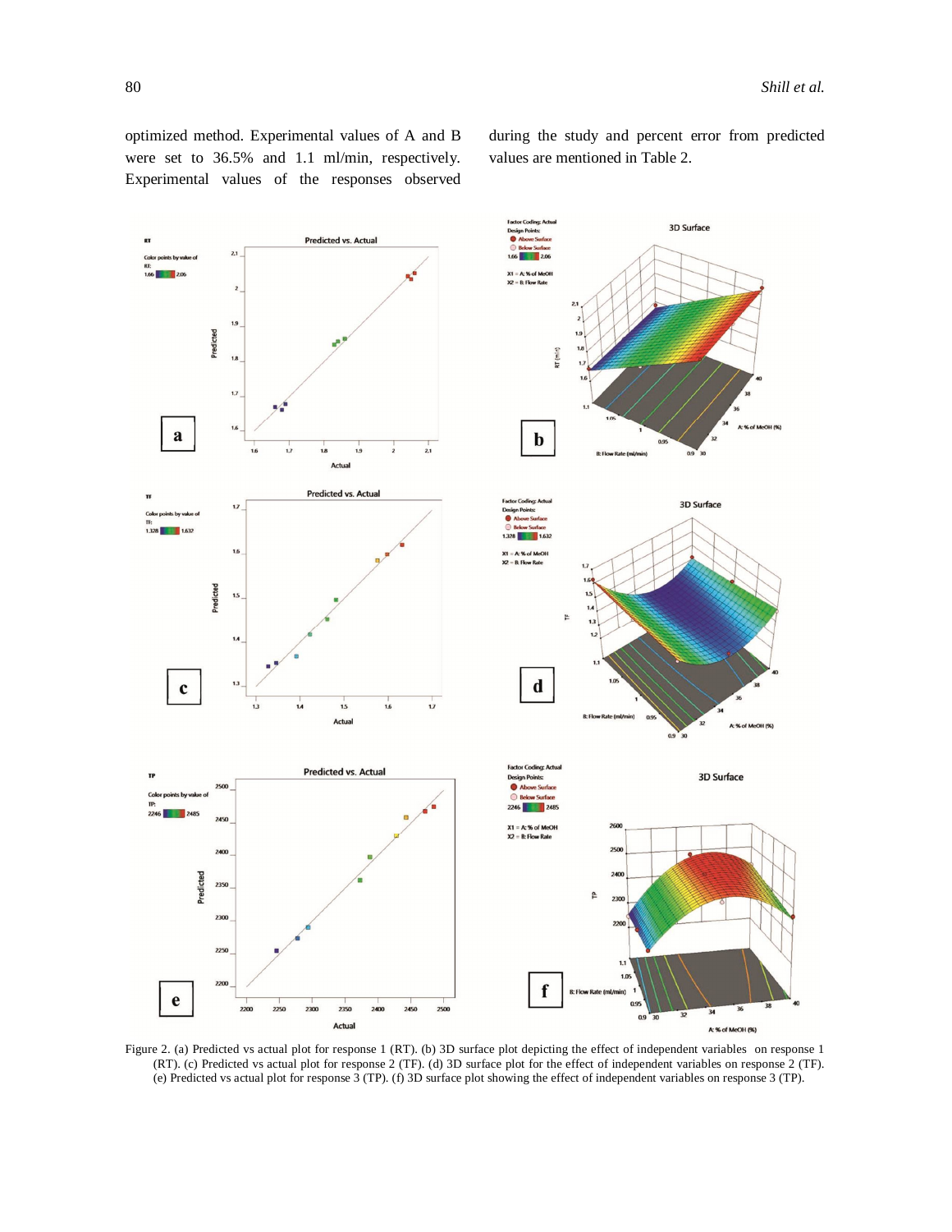optimized method. Experimental values of A and B were set to 36.5% and 1.1 ml/min, respectively. Experimental values of the responses observed during the study and percent error from predicted values are mentioned in Table 2.

Figure 2. (a) Predicted vs actual plot for response 1 (RT). (b) 3D surface plot depicting the effect of independent variables on response 1 (RT). (c) Predicted vs actual plot for response 2 (TF). (d) 3D surface plot for the effect of independent variables on response 2 (TF). (e) Predicted vs actual plot for response 3 (TP). (f) 3D surface plot showing the effect of independent variables on response 3 (TP).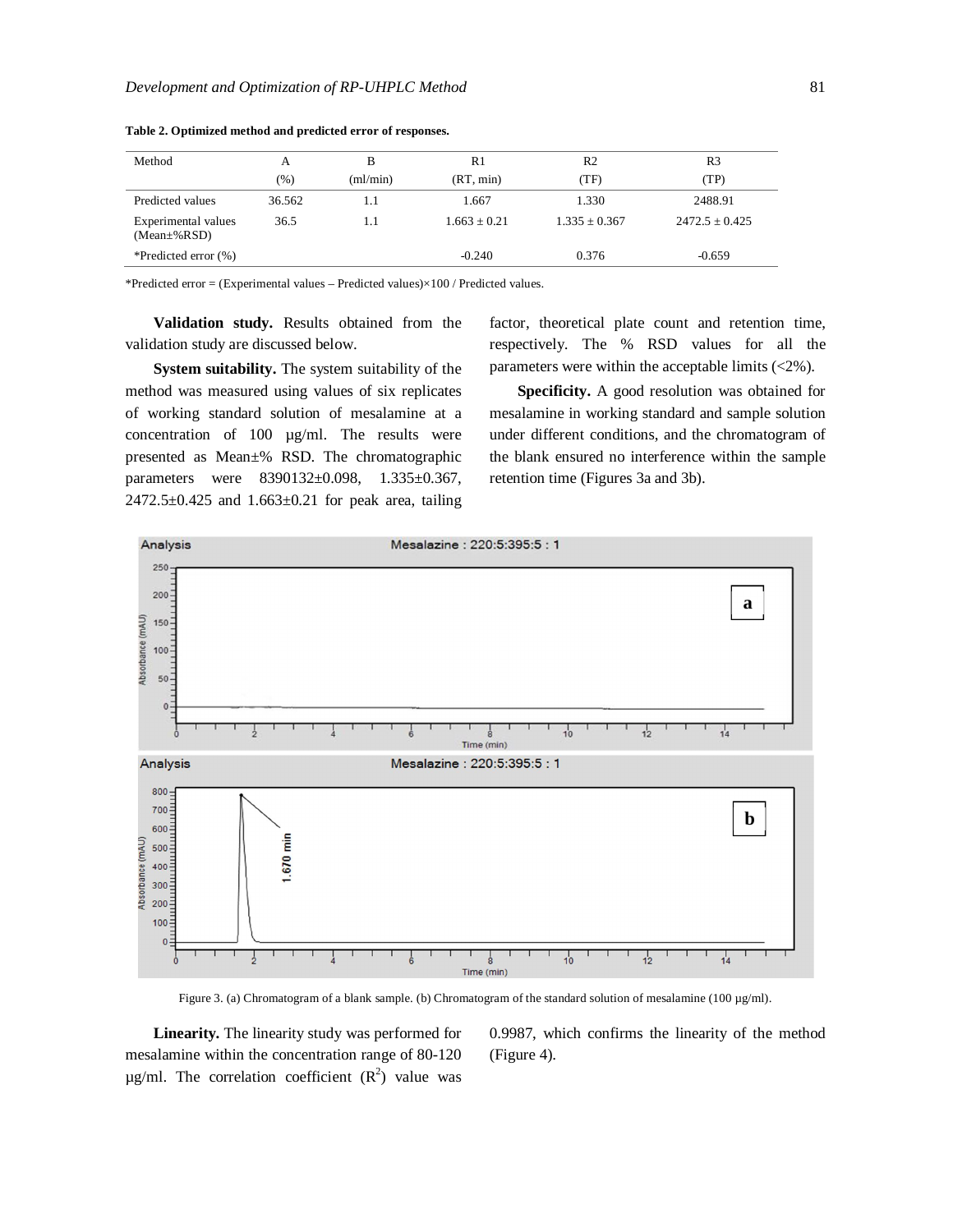**Table 2. Optimized method and predicted error of responses.**

| Method | A (%) | B (ml/min) | R1 (RT, min) | R2 (TF) | R3 (TP) |
|---|---|---|---|---|---|
| Predicted values | 36.562 | 1.1 | 1.667 | 1.330 | 2488.91 |
| Experimental values (Mean±%RSD) | 36.5 | 1.1 | 1.663 ± 0.21 | 1.335 ± 0.367 | 2472.5 ± 0.425 |
| *Predicted error (%) | | | -0.240 | 0.376 | -0.659 |

*Predicted error = (Experimental values – Predicted values)×100 / Predicted values.

**Validation study.** Results obtained from the validation study are discussed below.

**System suitability.** The system suitability of the method was measured using values of six replicates of working standard solution of mesalamine at a concentration of 100 µg/ml. The results were presented as Mean±% RSD. The chromatographic parameters were 8390132±0.098, 1.335±0.367, 2472.5±0.425 and 1.663±0.21 for peak area, tailing factor, theoretical plate count and retention time, respectively. The % RSD values for all the parameters were within the acceptable limits (<2%).

**Specificity.** A good resolution was obtained for mesalamine in working standard and sample solution under different conditions, and the chromatogram of the blank ensured no interference within the sample retention time (Figures 3a and 3b).

Figure 3. (a) Chromatogram of a blank sample. (b) Chromatogram of the standard solution of mesalamine (100 µg/ml).

**Linearity.** The linearity study was performed for mesalamine within the concentration range of 80-120 µg/ml. The correlation coefficient ($R^2$) value was 0.9987, which confirms the linearity of the method (Figure 4).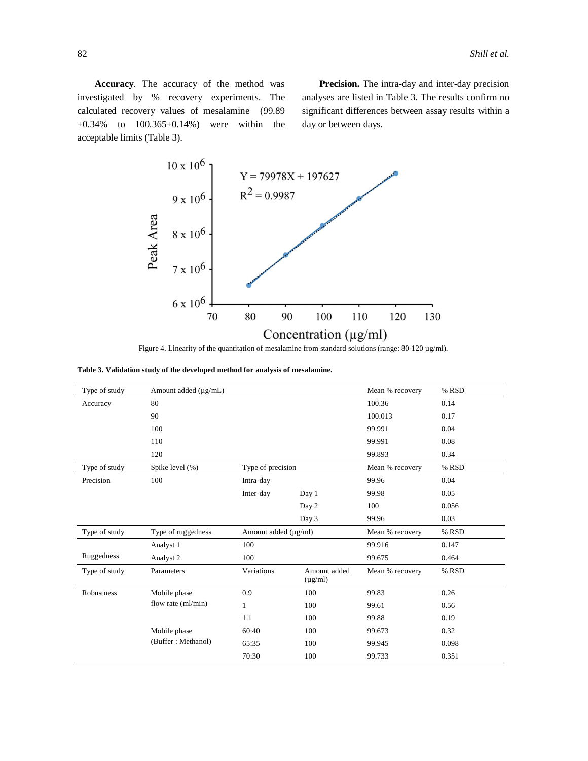**Accuracy**. The accuracy of the method was investigated by % recovery experiments. The calculated recovery values of mesalamine (99.89 ±0.34% to 100.365±0.14%) were within the acceptable limits (Table 3).

**Precision.** The intra-day and inter-day precision analyses are listed in Table 3. The results confirm no significant differences between assay results within a day or between days.

Figure 4. Linearity of the quantitation of mesalamine from standard solutions (range: 80-120 µg/ml).

**Table 3. Validation study of the developed method for analysis of mesalamine.**

| Type of study | Amount added (µg/mL) | | | Mean % recovery | % RSD |
|---|---|---|---|---|---|
| Accuracy | 80 | | | 100.36 | 0.14 |
| | 90 | | | 100.013 | 0.17 |
| | 100 | | | 99.991 | 0.04 |
| | 110 | | | 99.991 | 0.08 |
| | 120 | | | 99.893 | 0.34 |
| **Type of study** | **Spike level (%)** | **Type of precision** | | **Mean % recovery** | **% RSD** |
| Precision | 100 | Intra-day | | 99.96 | 0.04 |
| | | Inter-day | Day 1 | 99.98 | 0.05 |
| | | | Day 2 | 100 | 0.056 |
| | | | Day 3 | 99.96 | 0.03 |
| **Type of study** | **Type of ruggedness** | **Amount added (µg/ml)** | | **Mean % recovery** | **% RSD** |
| | Analyst 1 | 100 | | 99.916 | 0.147 |
| Ruggedness | Analyst 2 | 100 | | 99.675 | 0.464 |
| **Type of study** | **Parameters** | **Variations** | **Amount added (µg/ml)** | **Mean % recovery** | **% RSD** |
| Robustness | Mobile phase flow rate (ml/min) | 0.9 | 100 | 99.83 | 0.26 |
| | | 1 | 100 | 99.61 | 0.56 |
| | | 1.1 | 100 | 99.88 | 0.19 |
| | Mobile phase (Buffer : Methanol) | 60:40 | 100 | 99.673 | 0.32 |
| | | 65:35 | 100 | 99.945 | 0.098 |
| | | 70:30 | 100 | 99.733 | 0.351 |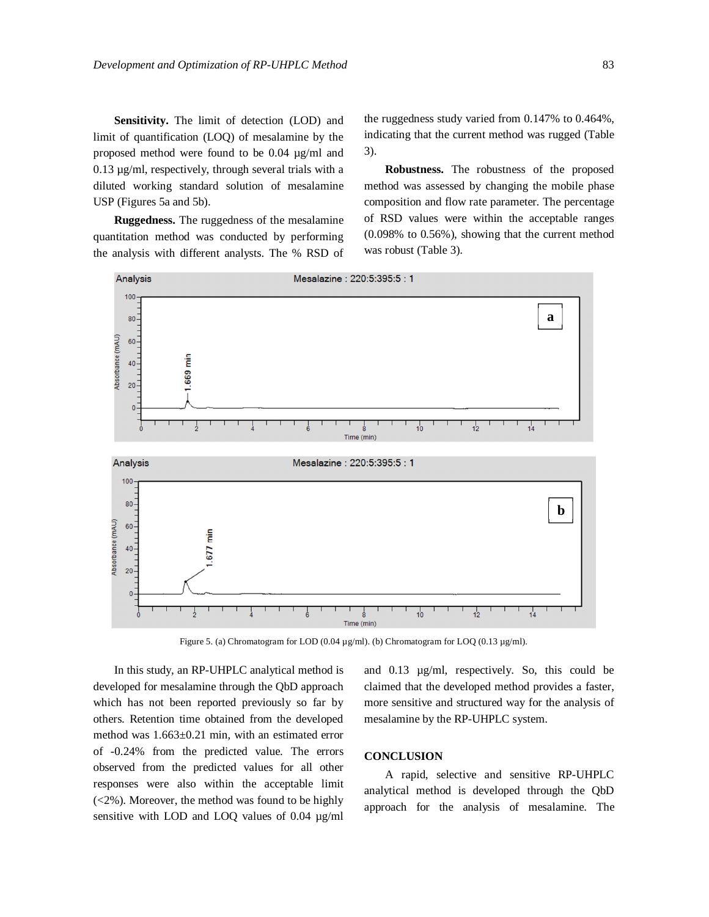**Sensitivity.** The limit of detection (LOD) and limit of quantification (LOQ) of mesalamine by the proposed method were found to be 0.04 µg/ml and 0.13 µg/ml, respectively, through several trials with a diluted working standard solution of mesalamine USP (Figures 5a and 5b).

**Ruggedness.** The ruggedness of the mesalamine quantitation method was conducted by performing the analysis with different analysts. The % RSD of the ruggedness study varied from 0.147% to 0.464%, indicating that the current method was rugged (Table 3).

**Robustness.** The robustness of the proposed method was assessed by changing the mobile phase composition and flow rate parameter. The percentage of RSD values were within the acceptable ranges (0.098% to 0.56%), showing that the current method was robust (Table 3).

Figure 5. (a) Chromatogram for LOD (0.04 µg/ml). (b) Chromatogram for LOQ (0.13 µg/ml).

In this study, an RP-UHPLC analytical method is developed for mesalamine through the QbD approach which has not been reported previously so far by others. Retention time obtained from the developed method was 1.663±0.21 min, with an estimated error of -0.24% from the predicted value. The errors observed from the predicted values for all other responses were also within the acceptable limit (<2%). Moreover, the method was found to be highly sensitive with LOD and LOQ values of 0.04 µg/ml and 0.13 µg/ml, respectively. So, this could be claimed that the developed method provides a faster, more sensitive and structured way for the analysis of mesalamine by the RP-UHPLC system.

## CONCLUSION

A rapid, selective and sensitive RP-UHPLC analytical method is developed through the QbD approach for the analysis of mesalamine. The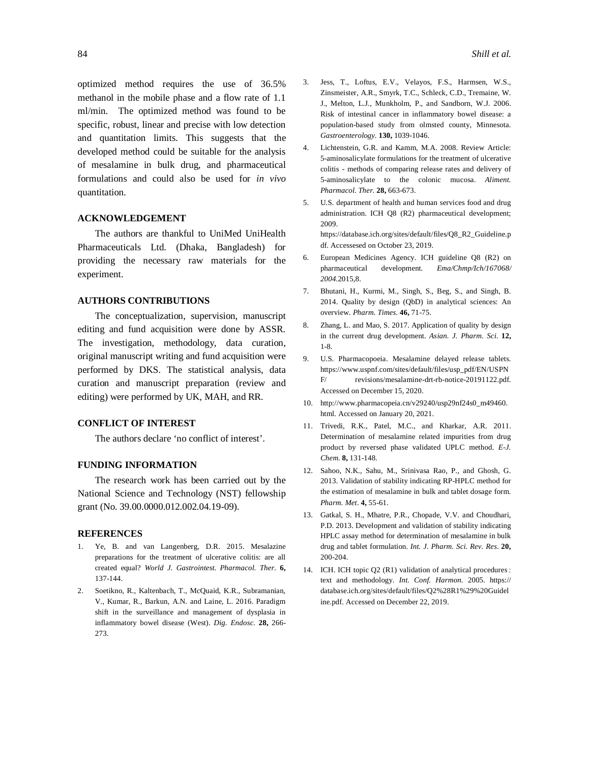optimized method requires the use of 36.5% methanol in the mobile phase and a flow rate of 1.1 ml/min. The optimized method was found to be specific, robust, linear and precise with low detection and quantitation limits. This suggests that the developed method could be suitable for the analysis of mesalamine in bulk drug, and pharmaceutical formulations and could also be used for *in vivo* quantitation.

## ACKNOWLEDGEMENT

The authors are thankful to UniMed UniHealth Pharmaceuticals Ltd. (Dhaka, Bangladesh) for providing the necessary raw materials for the experiment.

## AUTHORS CONTRIBUTIONS

The conceptualization, supervision, manuscript editing and fund acquisition were done by ASSR. The investigation, methodology, data curation, original manuscript writing and fund acquisition were performed by DKS. The statistical analysis, data curation and manuscript preparation (review and editing) were performed by UK, MAH, and RR.

## CONFLICT OF INTEREST

The authors declare 'no conflict of interest'.

## FUNDING INFORMATION

The research work has been carried out by the National Science and Technology (NST) fellowship grant (No. 39.00.0000.012.002.04.19-09).

## REFERENCES

1. Ye, B. and van Langenberg, D.R. 2015. Mesalazine preparations for the treatment of ulcerative colitis: are all created equal? *World J. Gastrointest. Pharmacol. Ther.* **6,** 137-144.
2. Soetikno, R., Kaltenbach, T., McQuaid, K.R., Subramanian, V., Kumar, R., Barkun, A.N. and Laine, L. 2016. Paradigm shift in the surveillance and management of dysplasia in inflammatory bowel disease (West). *Dig. Endosc.* **28,** 266-273.
3. Jess, T., Loftus, E.V., Velayos, F.S., Harmsen, W.S., Zinsmeister, A.R., Smyrk, T.C., Schleck, C.D., Tremaine, W. J., Melton, L.J., Munkholm, P., and Sandborn, W.J. 2006. Risk of intestinal cancer in inflammatory bowel disease: a population-based study from olmsted county, Minnesota. *Gastroenterology.* **130,** 1039-1046.
4. Lichtenstein, G.R. and Kamm, M.A. 2008. Review Article: 5-aminosalicylate formulations for the treatment of ulcerative colitis - methods of comparing release rates and delivery of 5-aminosalicylate to the colonic mucosa. *Aliment. Pharmacol. Ther.* **28,** 663-673.
5. U.S. department of health and human services food and drug administration. ICH Q8 (R2) pharmaceutical development; 2009. https://database.ich.org/sites/default/files/Q8_R2_Guideline.pdf. Accessesed on October 23, 2019.
6. European Medicines Agency. ICH guideline Q8 (R2) on pharmaceutical development. *Ema/Chmp/Ich/167068/ 2004.*2015,8.
7. Bhutani, H., Kurmi, M., Singh, S., Beg, S., and Singh, B. 2014. Quality by design (QbD) in analytical sciences: An overview. *Pharm. Times.* **46,** 71-75.
8. Zhang, L. and Mao, S. 2017. Application of quality by design in the current drug development. *Asian. J. Pharm. Sci.* **12,** 1-8.
9. U.S. Pharmacopoeia. Mesalamine delayed release tablets. https://www.uspnf.com/sites/default/files/usp_pdf/EN/USPNF/ revisions/mesalamine-drt-rb-notice-20191122.pdf. Accessed on December 15, 2020.
10. http://www.pharmacopeia.cn/v29240/usp29nf24s0_m49460.html. Accessed on January 20, 2021.
11. Trivedi, R.K., Patel, M.C., and Kharkar, A.R. 2011. Determination of mesalamine related impurities from drug product by reversed phase validated UPLC method. *E-J. Chem.* **8,** 131-148.
12. Sahoo, N.K., Sahu, M., Srinivasa Rao, P., and Ghosh, G. 2013. Validation of stability indicating RP-HPLC method for the estimation of mesalamine in bulk and tablet dosage form. *Pharm. Met.* **4,** 55-61.
13. Gatkal, S. H., Mhatre, P.R., Chopade, V.V. and Choudhari, P.D. 2013. Development and validation of stability indicating HPLC assay method for determination of mesalamine in bulk drug and tablet formulation. *Int. J. Pharm. Sci. Rev. Res.* **20,** 200-204.
14. ICH. ICH topic Q2 (R1) validation of analytical procedures : text and methodology. *Int. Conf. Harmon.* 2005. https:// database.ich.org/sites/default/files/Q2%28R1%29%20Guideline.pdf. Accessed on December 22, 2019.